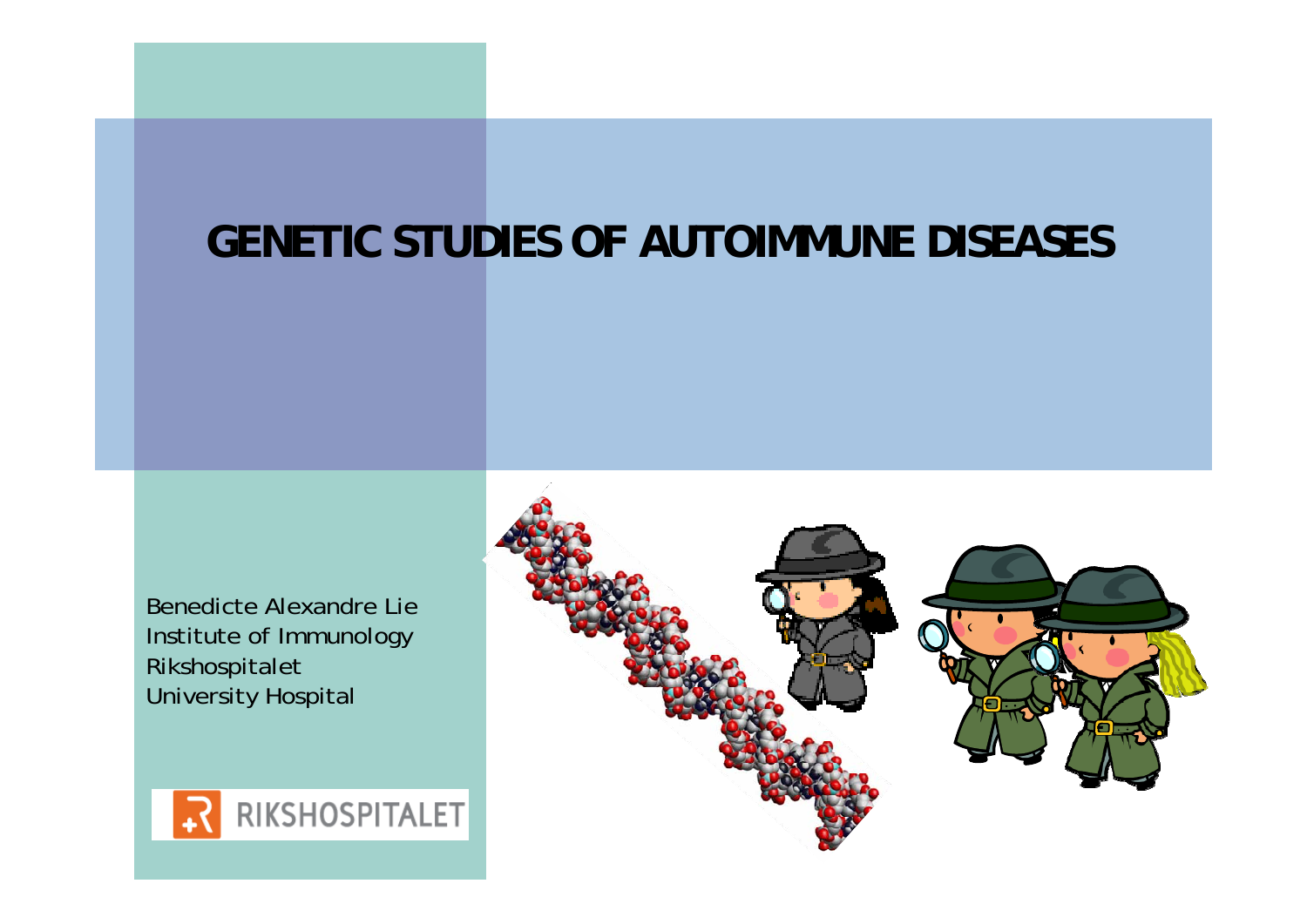# GENETIC STUDIES OF AUTOIMMUNE DISEASES

Benedicte Alexandre Lie
Institute of Immunology
Rikshospitalet
University Hospital

RIKSHOSPITALET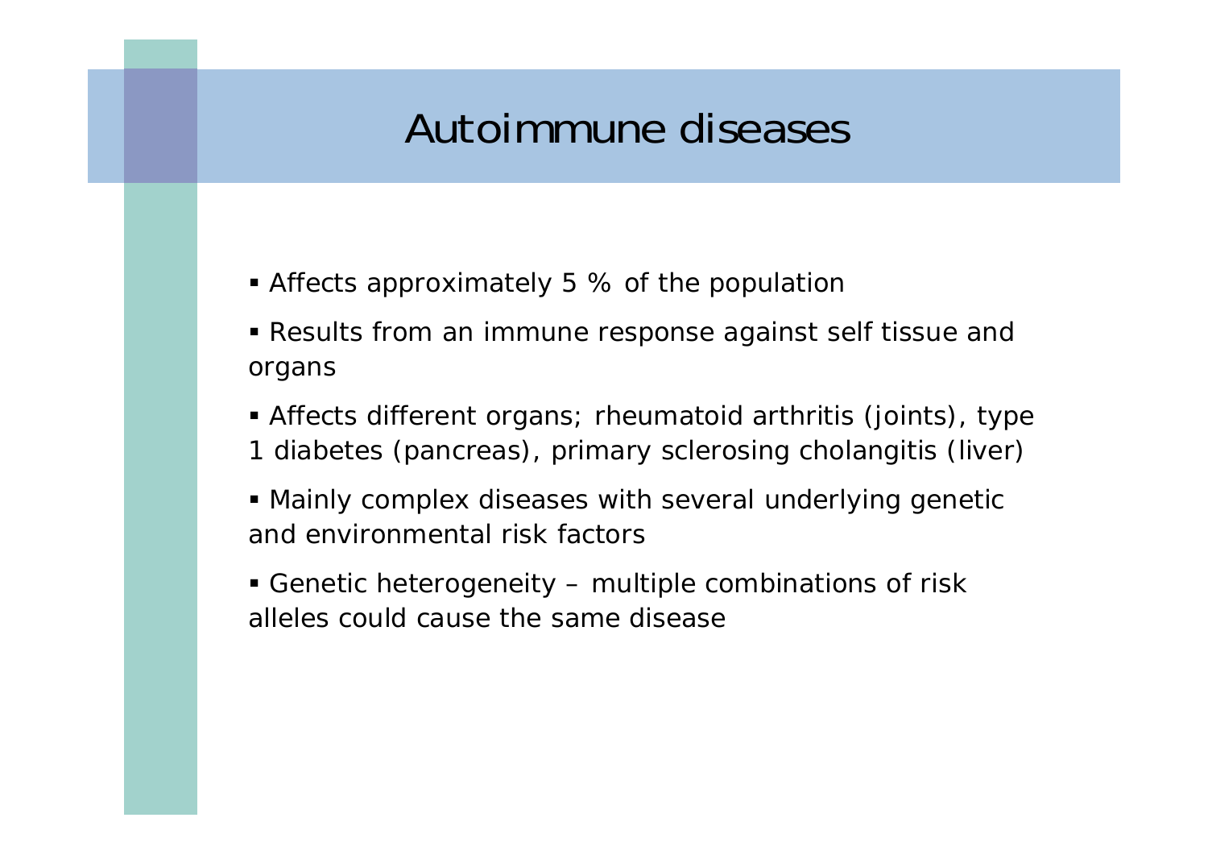# Autoimmune diseases

- Affects approximately 5 % of the population
- Results from an immune response against self tissue and organs
- Affects different organs; rheumatoid arthritis (joints), type 1 diabetes (pancreas), primary sclerosing cholangitis (liver)
- Mainly complex diseases with several underlying genetic and environmental risk factors
- Genetic heterogeneity – multiple combinations of risk alleles could cause the same disease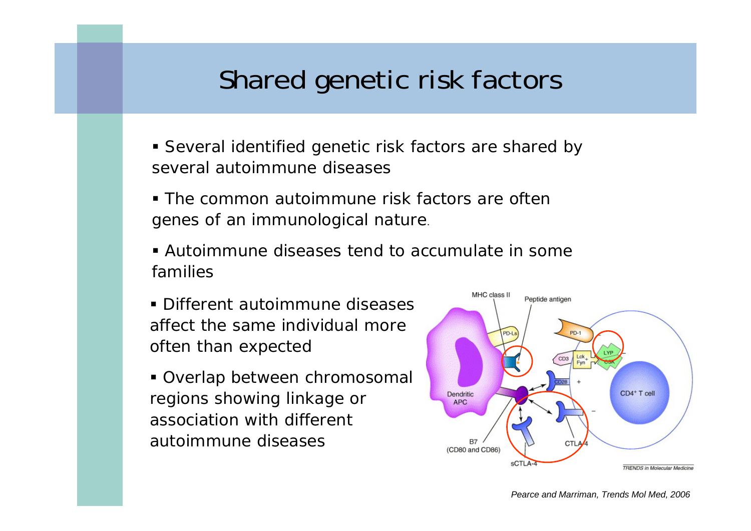# Shared genetic risk factors

- Several identified genetic risk factors are shared by several autoimmune diseases
- The common autoimmune risk factors are often genes of an immunological nature.
- Autoimmune diseases tend to accumulate in some families
- Different autoimmune diseases affect the same individual more often than expected
- Overlap between chromosomal regions showing linkage or association with different autoimmune diseases

*Pearce and Marriman, Trends Mol Med, 2006*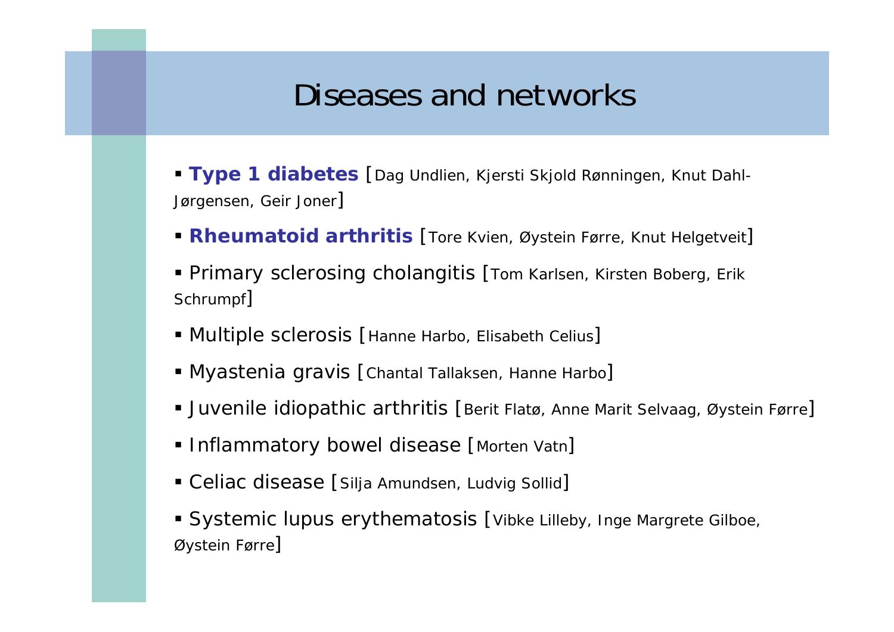# Diseases and networks

- **Type 1 diabetes** [Dag Undlien, Kjersti Skjold Rønningen, Knut Dahl-Jørgensen, Geir Joner]
- **Rheumatoid arthritis** [Tore Kvien, Øystein Førre, Knut Helgetveit]
- Primary sclerosing cholangitis [Tom Karlsen, Kirsten Boberg, Erik Schrumpf]
- Multiple sclerosis [Hanne Harbo, Elisabeth Celius]
- Myastenia gravis [Chantal Tallaksen, Hanne Harbo]
- Juvenile idiopathic arthritis [Berit Flatø, Anne Marit Selvaag, Øystein Førre]
- Inflammatory bowel disease [Morten Vatn]
- Celiac disease [Silja Amundsen, Ludvig Sollid]
- Systemic lupus erythematosis [Vibke Lilleby, Inge Margrete Gilboe, Øystein Førre]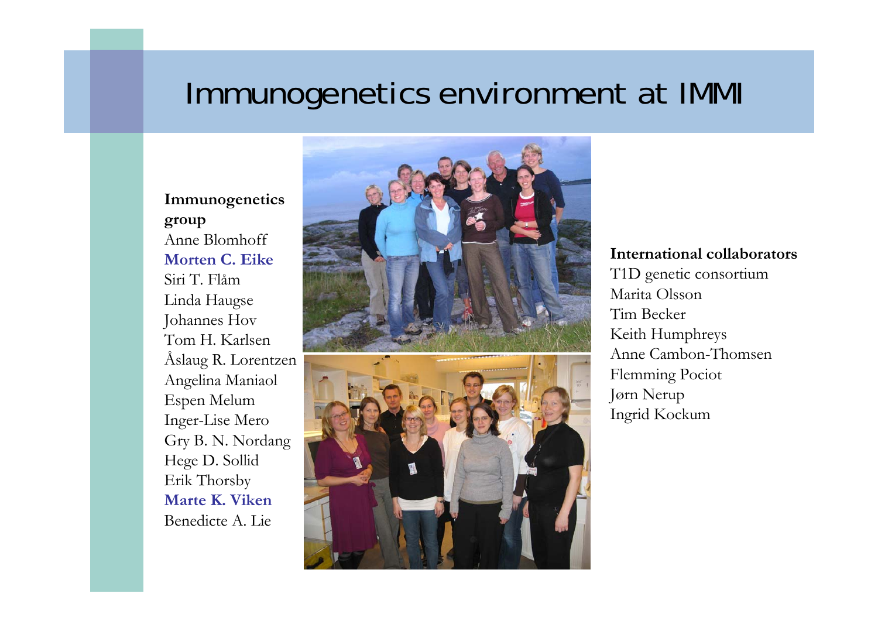# Immunogenetics environment at IMMI

**Immunogenetics group**

Anne Blomhoff
**Morten C. Eike**
Siri T. Flåm
Linda Haugse
Johannes Hov
Tom H. Karlsen
Åslaug R. Lorentzen
Angelina Maniaol
Espen Melum
Inger-Lise Mero
Gry B. N. Nordang
Hege D. Sollid
Erik Thorsby
**Marte K. Viken**
Benedicte A. Lie

**International collaborators**

T1D genetic consortium
Marita Olsson
Tim Becker
Keith Humphreys
Anne Cambon-Thomsen
Flemming Pociot
Jørn Nerup
Ingrid Kockum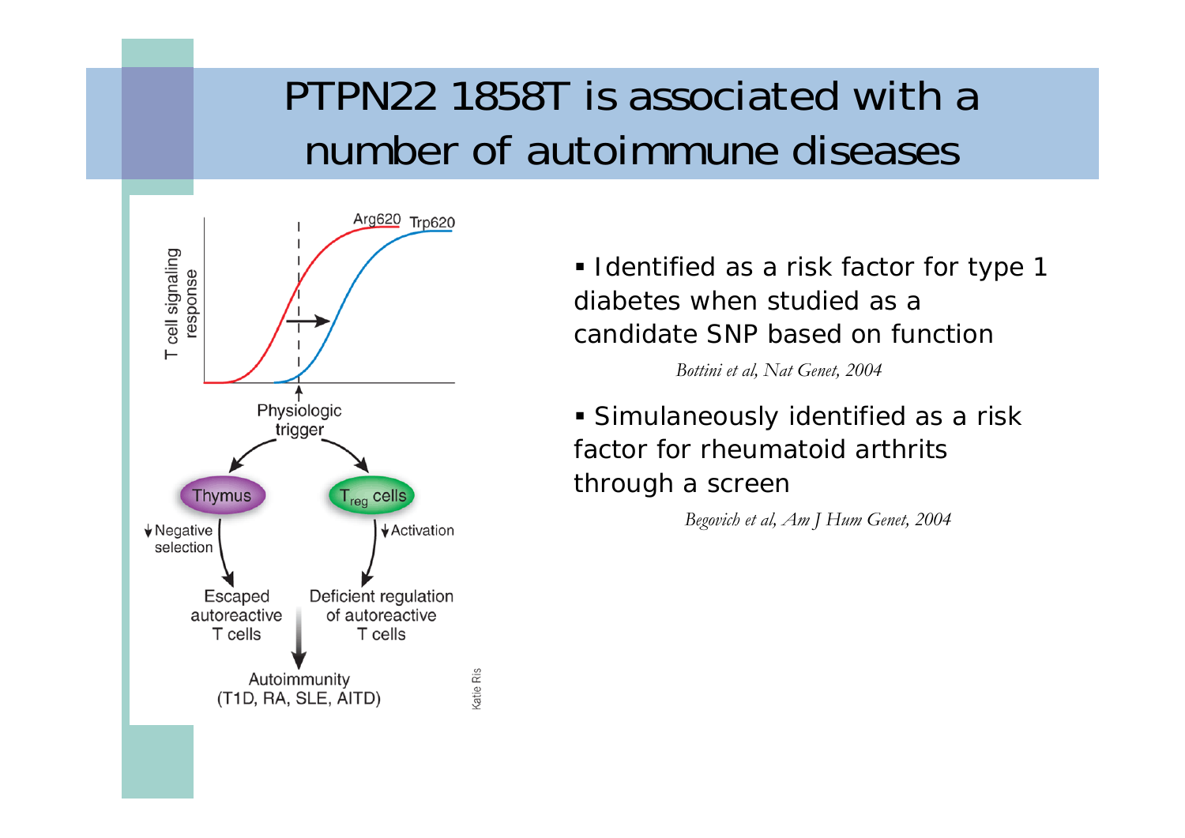# PTPN22 1858T is associated with a number of autoimmune diseases

- Identified as a risk factor for type 1 diabetes when studied as a candidate SNP based on function

*Bottini et al, Nat Genet, 2004*

- Simulaneously identified as a risk factor for rheumatoid arthrits through a screen

*Begovich et al, Am J Hum Genet, 2004*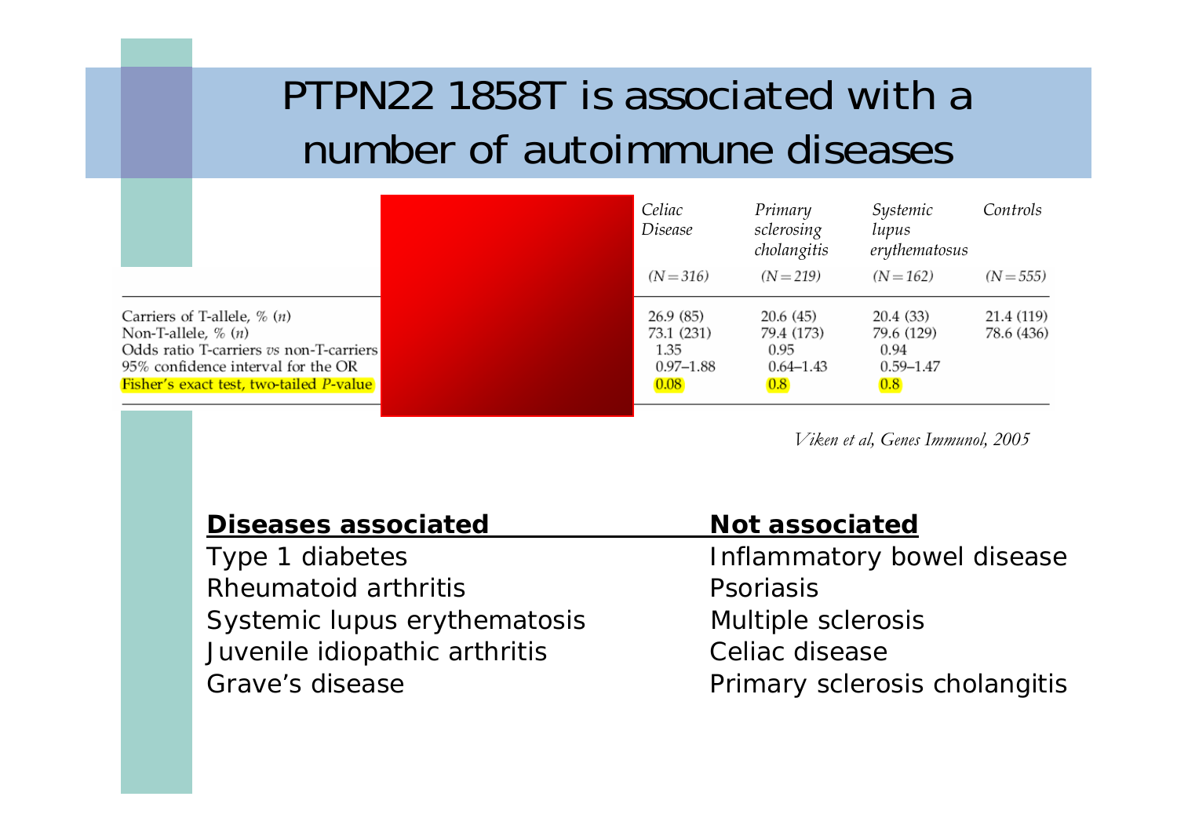# PTPN22 1858T is associated with a number of autoimmune diseases

| | Celiac Disease (N=316) | Primary sclerosing cholangitis (N=219) | Systemic lupus erythematosus (N=162) | Controls (N=555) |
|---|---|---|---|---|
| Carriers of T-allele, % (n) | 26.9 (85) | 20.6 (45) | 20.4 (33) | 21.4 (119) |
| Non-T-allele, % (n) | 73.1 (231) | 79.4 (173) | 79.6 (129) | 78.6 (436) |
| Odds ratio T-carriers *vs* non-T-carriers | 1.35 | 0.95 | 0.94 | |
| 95% confidence interval for the OR | 0.97–1.88 | 0.64–1.43 | 0.59–1.47 | |
| Fisher's exact test, two-tailed *P*-value | 0.08 | 0.8 | 0.8 | |

*Viken et al, Genes Immunol, 2005*

| **Diseases associated** | **Not associated** |
|---|---|
| Type 1 diabetes | Inflammatory bowel disease |
| Rheumatoid arthritis | Psoriasis |
| Systemic lupus erythematosis | Multiple sclerosis |
| Juvenile idiopathic arthritis | Celiac disease |
| Grave's disease | Primary sclerosis cholangitis |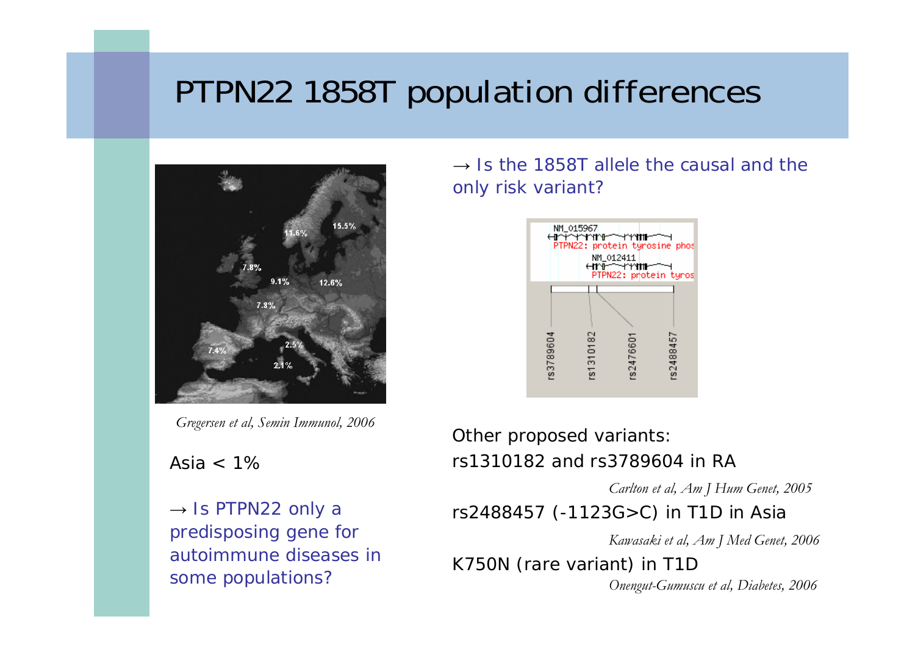# PTPN22 1858T population differences

*Gregersen et al, Semin Immunol, 2006*

Asia < 1%

→ Is PTPN22 only a predisposing gene for autoimmune diseases in some populations?

→ Is the 1858T allele the causal and the only risk variant?

Other proposed variants:

rs1310182 and rs3789604 in RA

*Carlton et al, Am J Hum Genet, 2005*

rs2488457 (-1123G>C) in T1D in Asia

*Kawasaki et al, Am J Med Genet, 2006*

K750N (rare variant) in T1D

*Onengut-Gumuscu et al, Diabetes, 2006*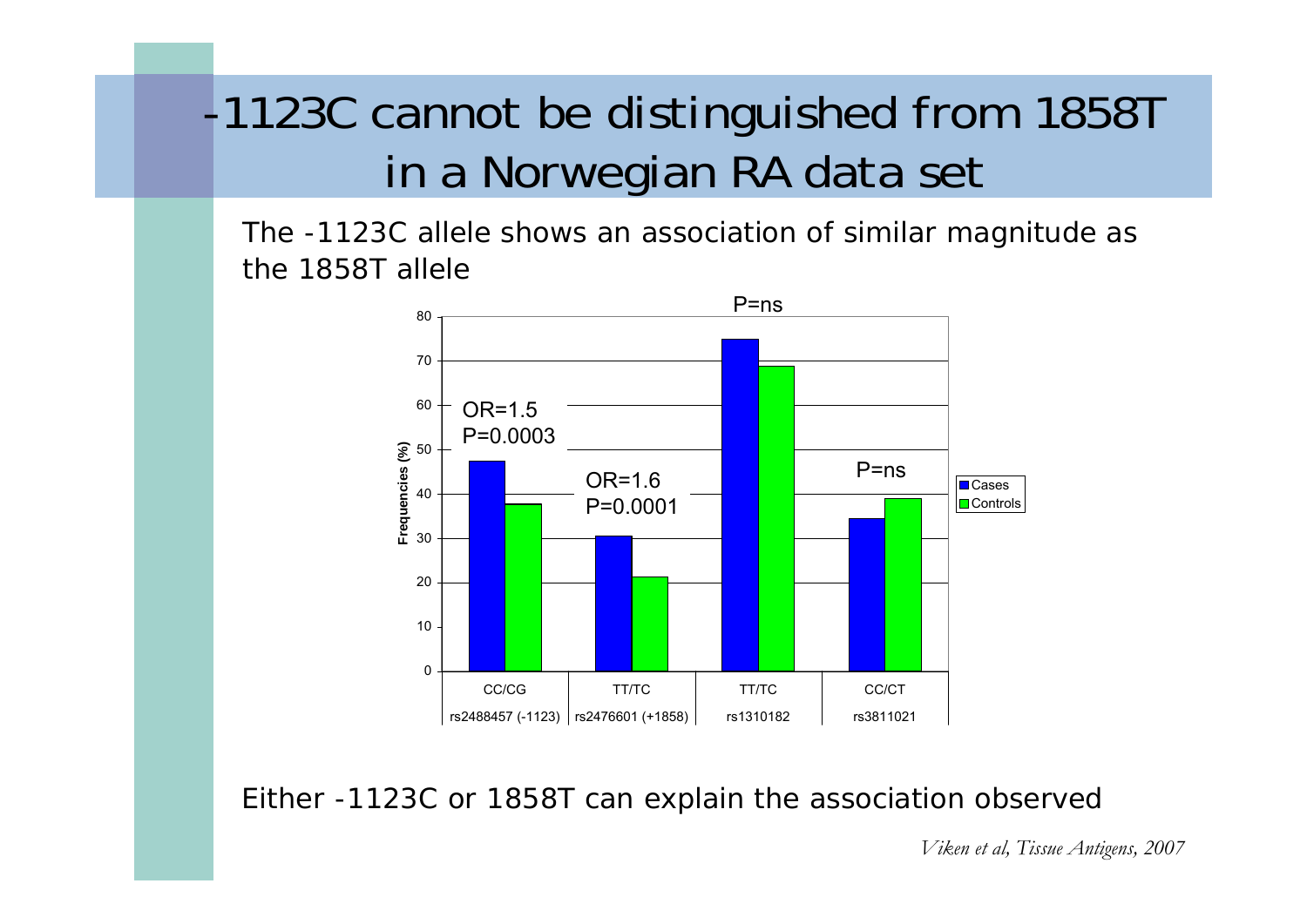# -1123C cannot be distinguished from 1858T in a Norwegian RA data set

The -1123C allele shows an association of similar magnitude as the 1858T allele

| SNP | Genotype | Cases (%) | Controls (%) | Statistics |
|---|---|---|---|---|
| rs2488457 (-1123) | CC/CG | ~47 | ~38 | OR=1.5, P=0.0003 |
| rs2476601 (+1858) | TT/TC | ~30 | ~21 | OR=1.6, P=0.0001 |
| rs1310182 | TT/TC | ~75 | ~69 | P=ns |
| rs3811021 | CC/CT | ~34 | ~39 | P=ns |

Either -1123C or 1858T can explain the association observed

*Viken et al, Tissue Antigens, 2007*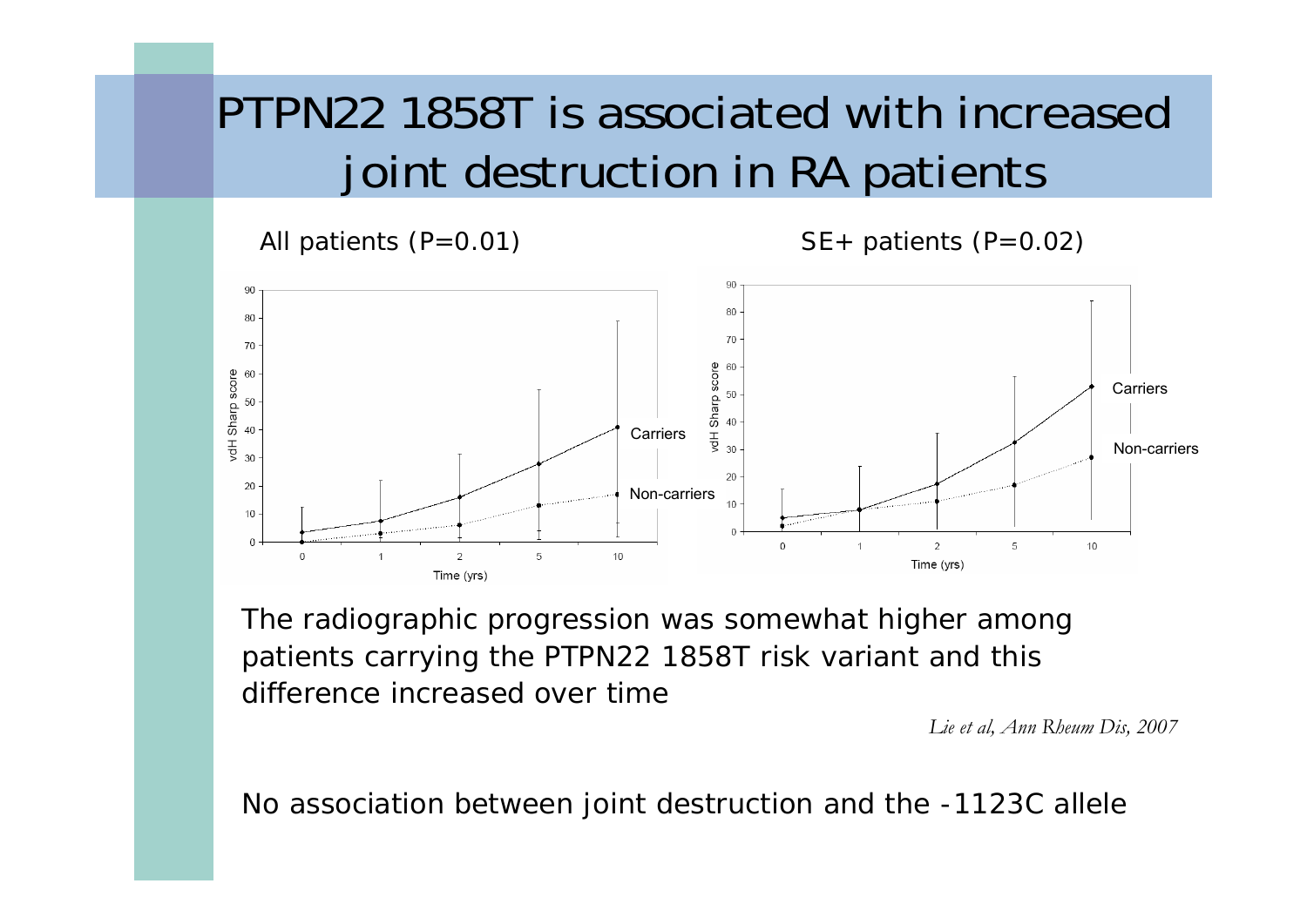# PTPN22 1858T is associated with increased joint destruction in RA patients

All patients ($P=0.01$)

SE+ patients ($P=0.02$)

The radiographic progression was somewhat higher among patients carrying the PTPN22 1858T risk variant and this difference increased over time

*Lie et al, Ann Rheum Dis, 2007*

No association between joint destruction and the -1123C allele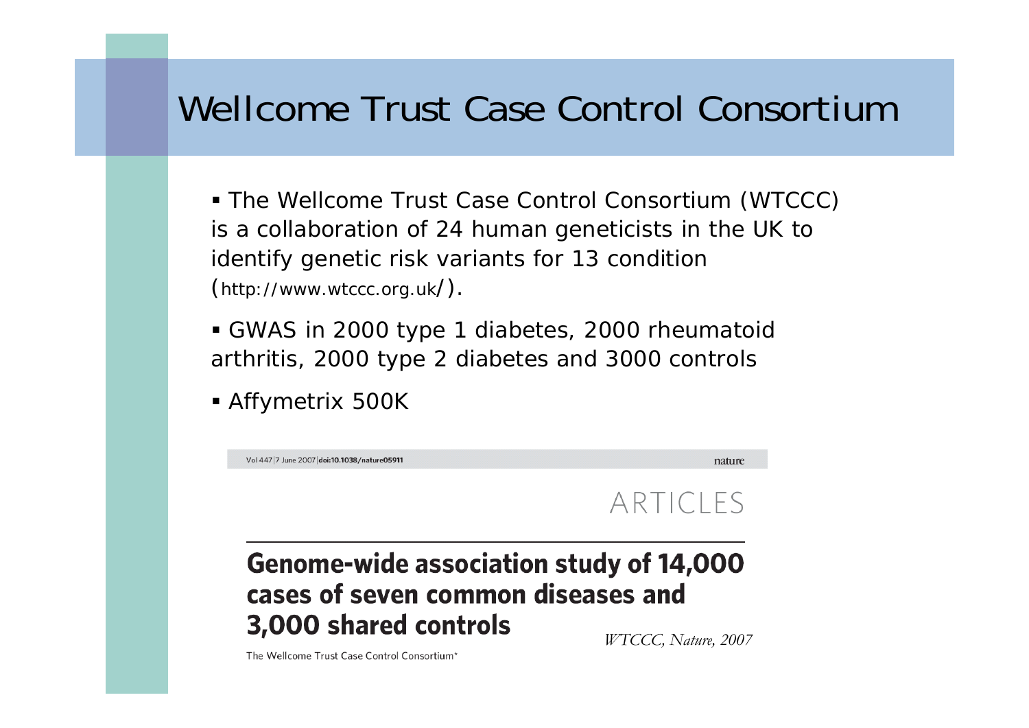# Wellcome Trust Case Control Consortium

- The Wellcome Trust Case Control Consortium (WTCCC) is a collaboration of 24 human geneticists in the UK to identify genetic risk variants for 13 condition (http://www.wtccc.org.uk/).
- GWAS in 2000 type 1 diabetes, 2000 rheumatoid arthritis, 2000 type 2 diabetes and 3000 controls
- Affymetrix 500K

Vol 447|7 June 2007|doi:10.1038/nature05911 nature

ARTICLES

**Genome-wide association study of 14,000 cases of seven common diseases and 3,000 shared controls**

The Wellcome Trust Case Control Consortium*

*WTCCC, Nature, 2007*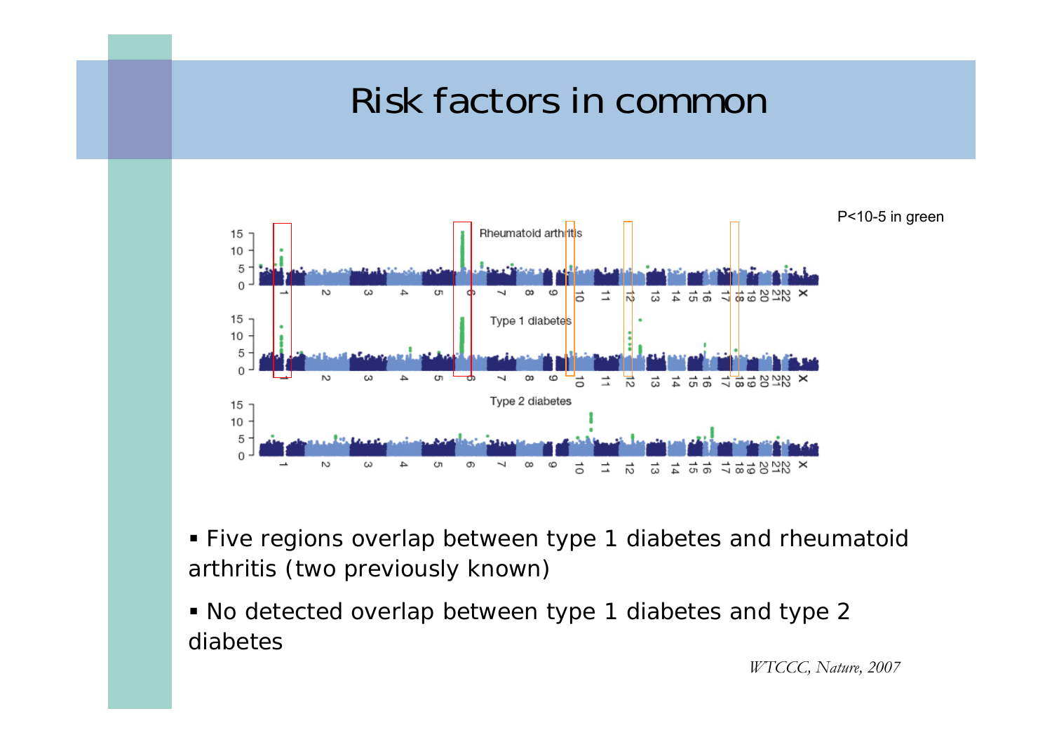# Risk factors in common

P<10-5 in green

- Five regions overlap between type 1 diabetes and rheumatoid arthritis (two previously known)
- No detected overlap between type 1 diabetes and type 2 diabetes

*WTCCC, Nature, 2007*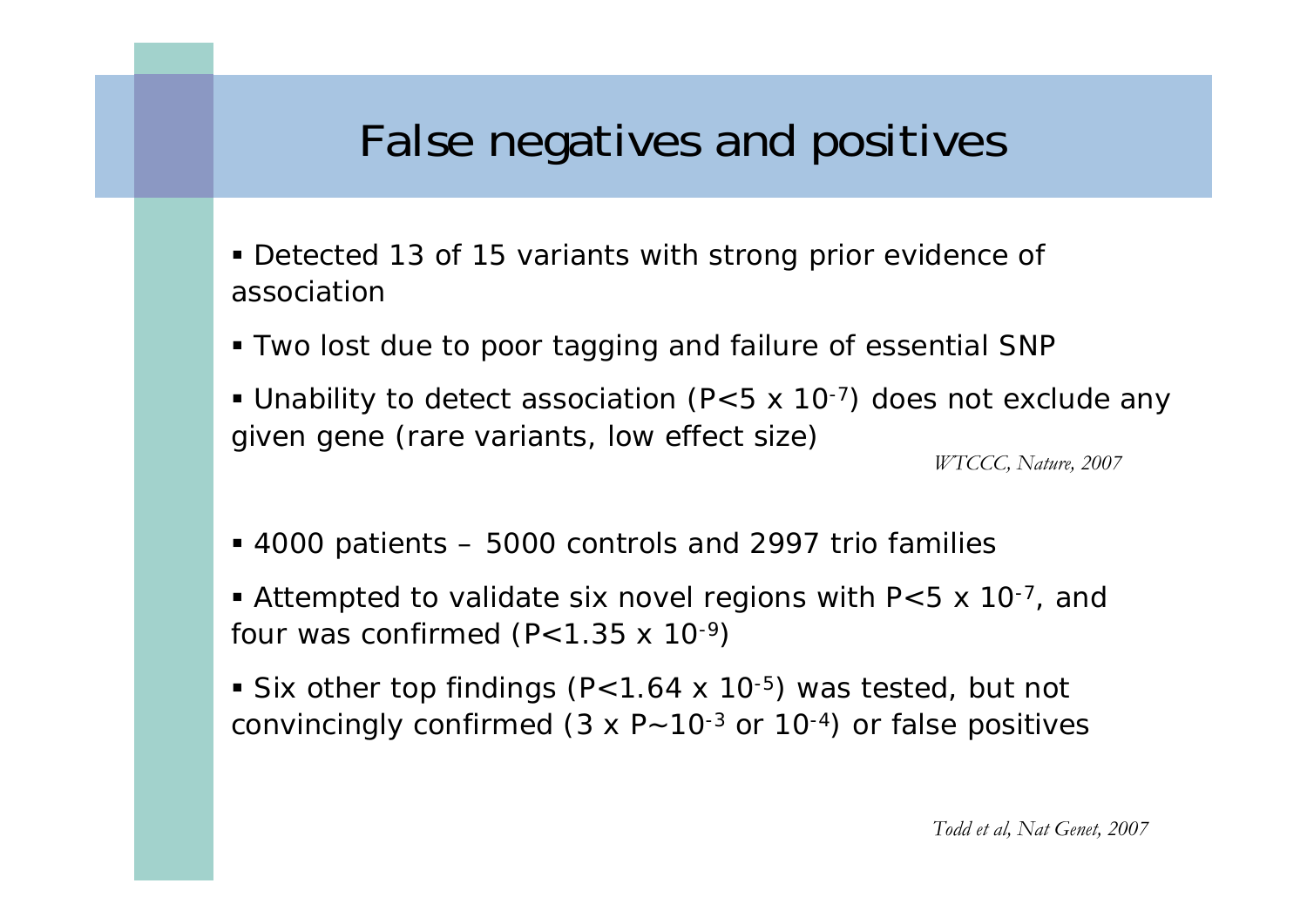# False negatives and positives

- Detected 13 of 15 variants with strong prior evidence of association
- Two lost due to poor tagging and failure of essential SNP
- Unability to detect association ($P<5 \times 10^{-7}$) does not exclude any given gene (rare variants, low effect size)

*WTCCC, Nature, 2007*

- 4000 patients – 5000 controls and 2997 trio families
- Attempted to validate six novel regions with $P<5 \times 10^{-7}$, and four was confirmed ($P<1.35 \times 10^{-9}$)
- Six other top findings ($P<1.64 \times 10^{-5}$) was tested, but not convincingly confirmed ($3 \times P \sim 10^{-3}$ or $10^{-4}$) or false positives

*Todd et al, Nat Genet, 2007*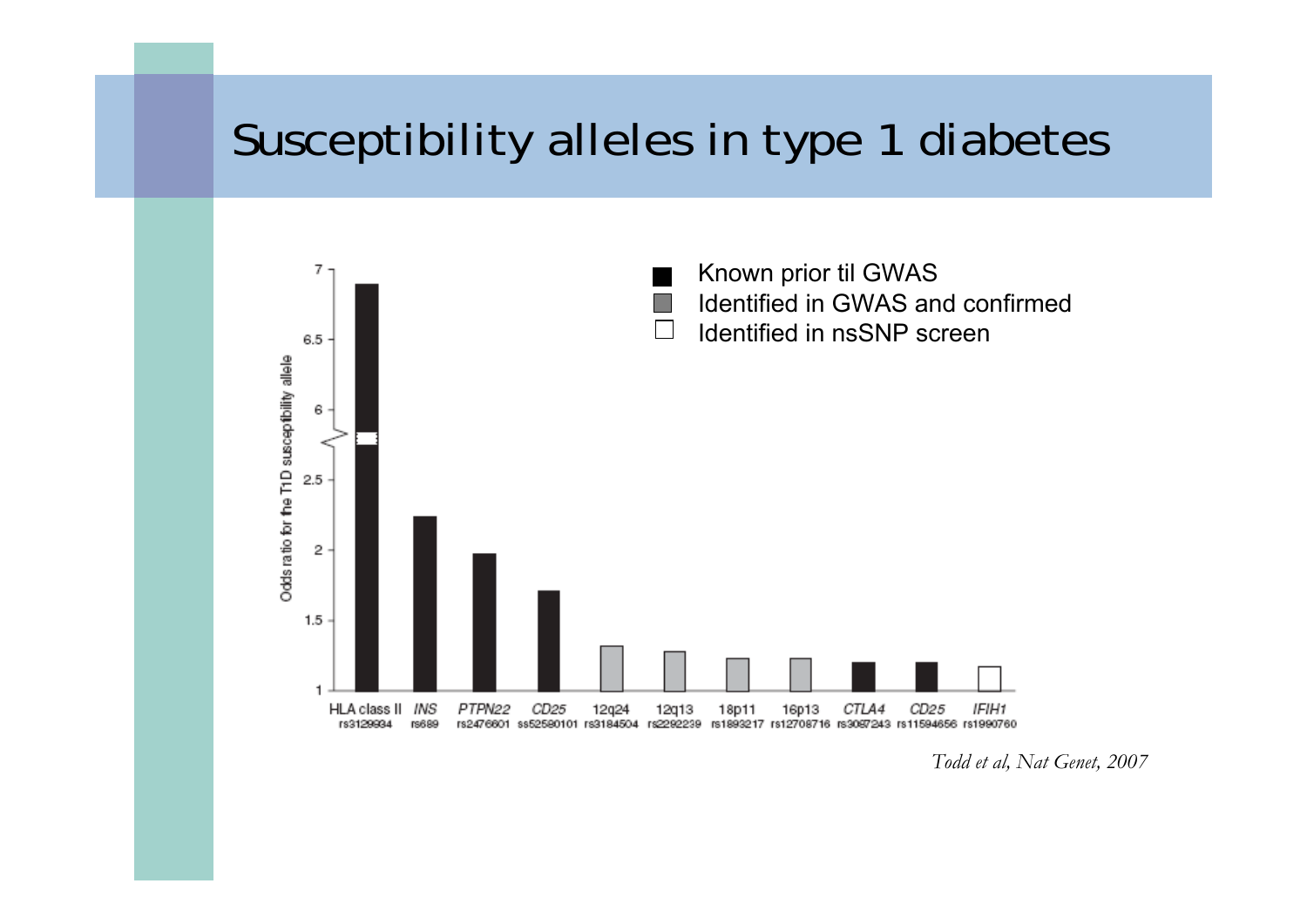# Susceptibility alleles in type 1 diabetes

■ Known prior til GWAS
■ Identified in GWAS and confirmed
□ Identified in nsSNP screen

Odds ratio for the T1D susceptibility allele

HLA class II rs3129934, *INS* rs689, *PTPN22* rs2476601, *CD25* ss52580101, 12q24 rs3184504, 12q13 rs2292239, 18p11 rs1893217, 16p13 rs12708716, *CTLA4* rs3087243, *CD25* rs11594656, *IFIH1* rs1990760

*Todd et al, Nat Genet, 2007*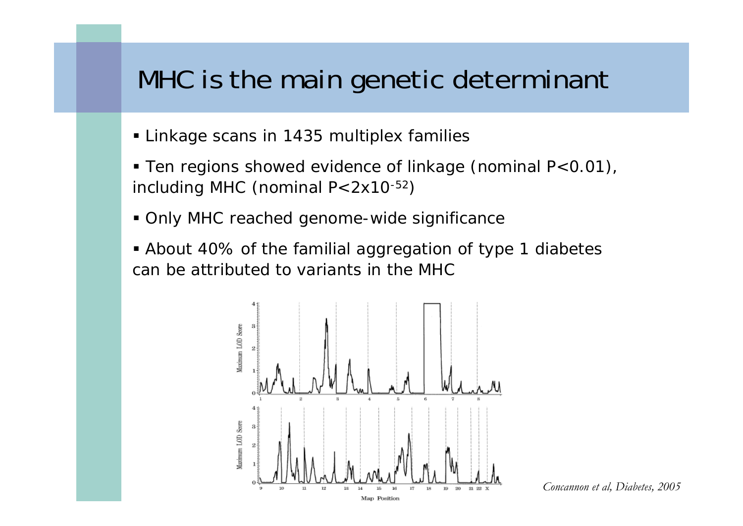# MHC is the main genetic determinant

- Linkage scans in 1435 multiplex families
- Ten regions showed evidence of linkage (nominal $P<0.01$), including MHC (nominal $P<2 \times 10^{-52}$)
- Only MHC reached genome-wide significance
- About 40% of the familial aggregation of type 1 diabetes can be attributed to variants in the MHC

*Concannon et al, Diabetes, 2005*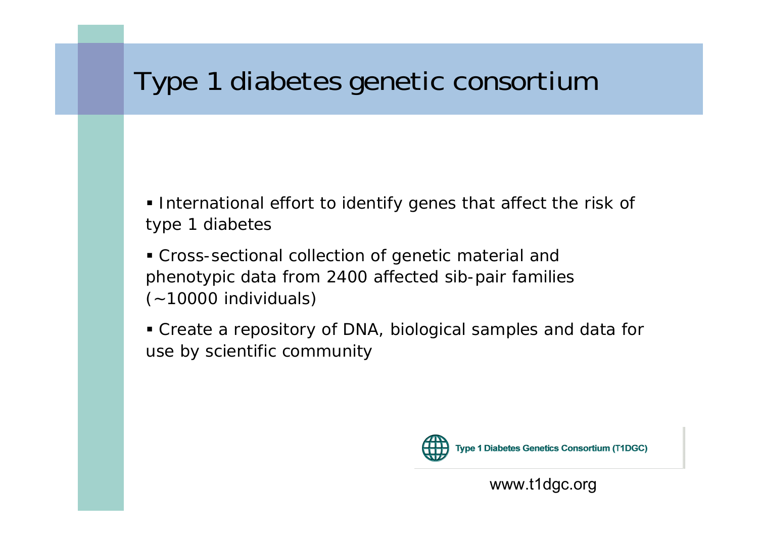# Type 1 diabetes genetic consortium

- International effort to identify genes that affect the risk of type 1 diabetes
- Cross-sectional collection of genetic material and phenotypic data from 2400 affected sib-pair families (~10000 individuals)
- Create a repository of DNA, biological samples and data for use by scientific community

Type 1 Diabetes Genetics Consortium (T1DGC)

www.t1dgc.org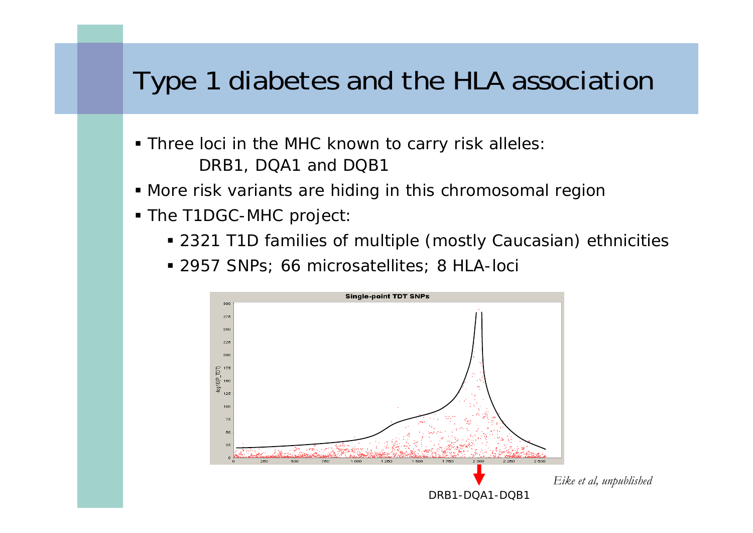# Type 1 diabetes and the HLA association

- Three loci in the MHC known to carry risk alleles:
  DRB1, DQA1 and DQB1
- More risk variants are hiding in this chromosomal region
- The T1DGC-MHC project:
  - 2321 T1D families of multiple (mostly Caucasian) ethnicities
  - 2957 SNPs; 66 microsatellites; 8 HLA-loci

DRB1-DQA1-DQB1

*Eike et al, unpublished*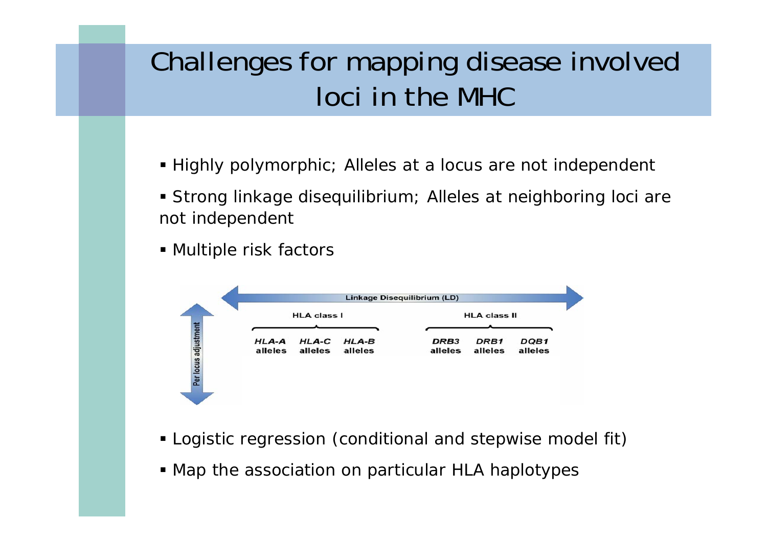# Challenges for mapping disease involved loci in the MHC

- Highly polymorphic; Alleles at a locus are not independent
- Strong linkage disequilibrium; Alleles at neighboring loci are not independent
- Multiple risk factors

Linkage Disequilibrium (LD)

Per locus adjustment

HLA class I

*HLA-A* alleles | *HLA-C* alleles | *HLA-B* alleles

HLA class II

*DRB3* alleles | *DRB1* alleles | *DQB1* alleles

- Logistic regression (conditional and stepwise model fit)
- Map the association on particular HLA haplotypes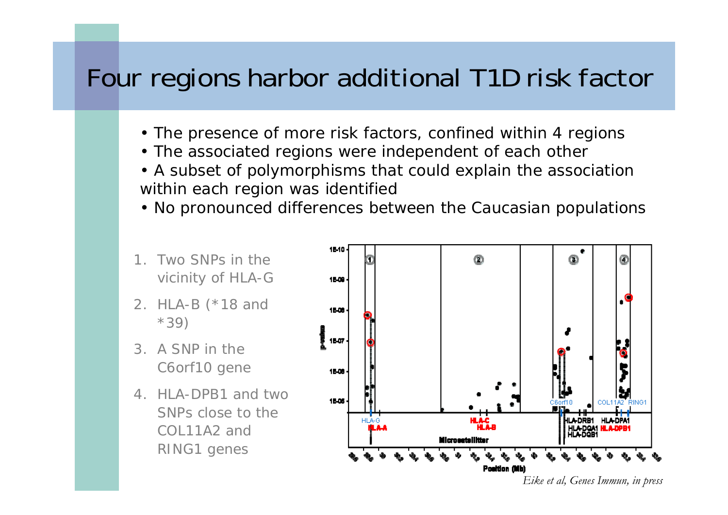# Four regions harbor additional T1D risk factor

- The presence of more risk factors, confined within 4 regions
- The associated regions were independent of each other
- A subset of polymorphisms that could explain the association within each region was identified
- No pronounced differences between the Caucasian populations

1. Two SNPs in the vicinity of HLA-G
2. HLA-B (*18 and *39)
3. A SNP in the C6orf10 gene
4. HLA-DPB1 and two SNPs close to the COL11A2 and RING1 genes

*Eike et al, Genes Immun, in press*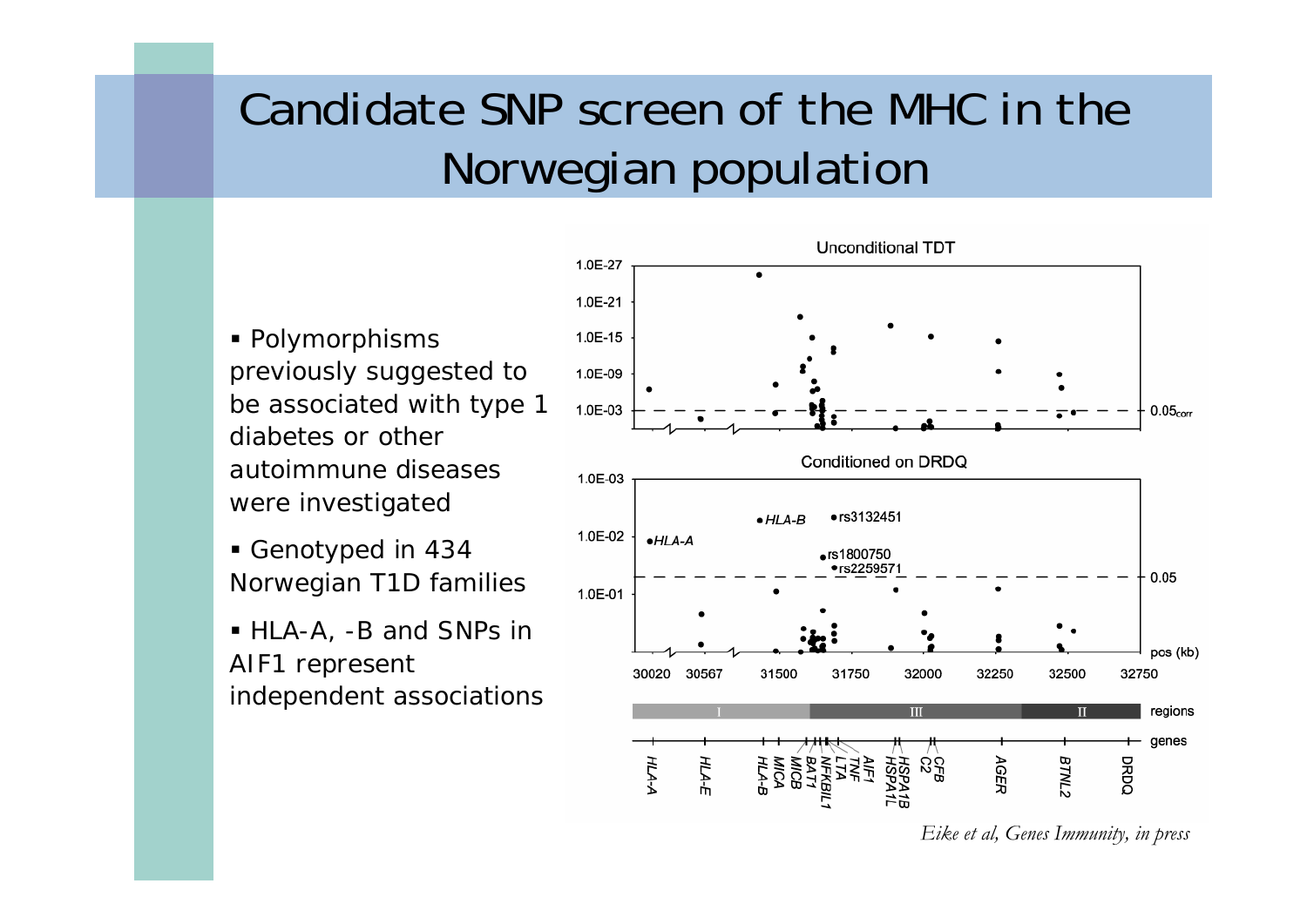# Candidate SNP screen of the MHC in the Norwegian population

- Polymorphisms previously suggested to be associated with type 1 diabetes or other autoimmune diseases were investigated
- Genotyped in 434 Norwegian T1D families
- HLA-A, -B and SNPs in AIF1 represent independent associations

*Eike et al, Genes Immunity, in press*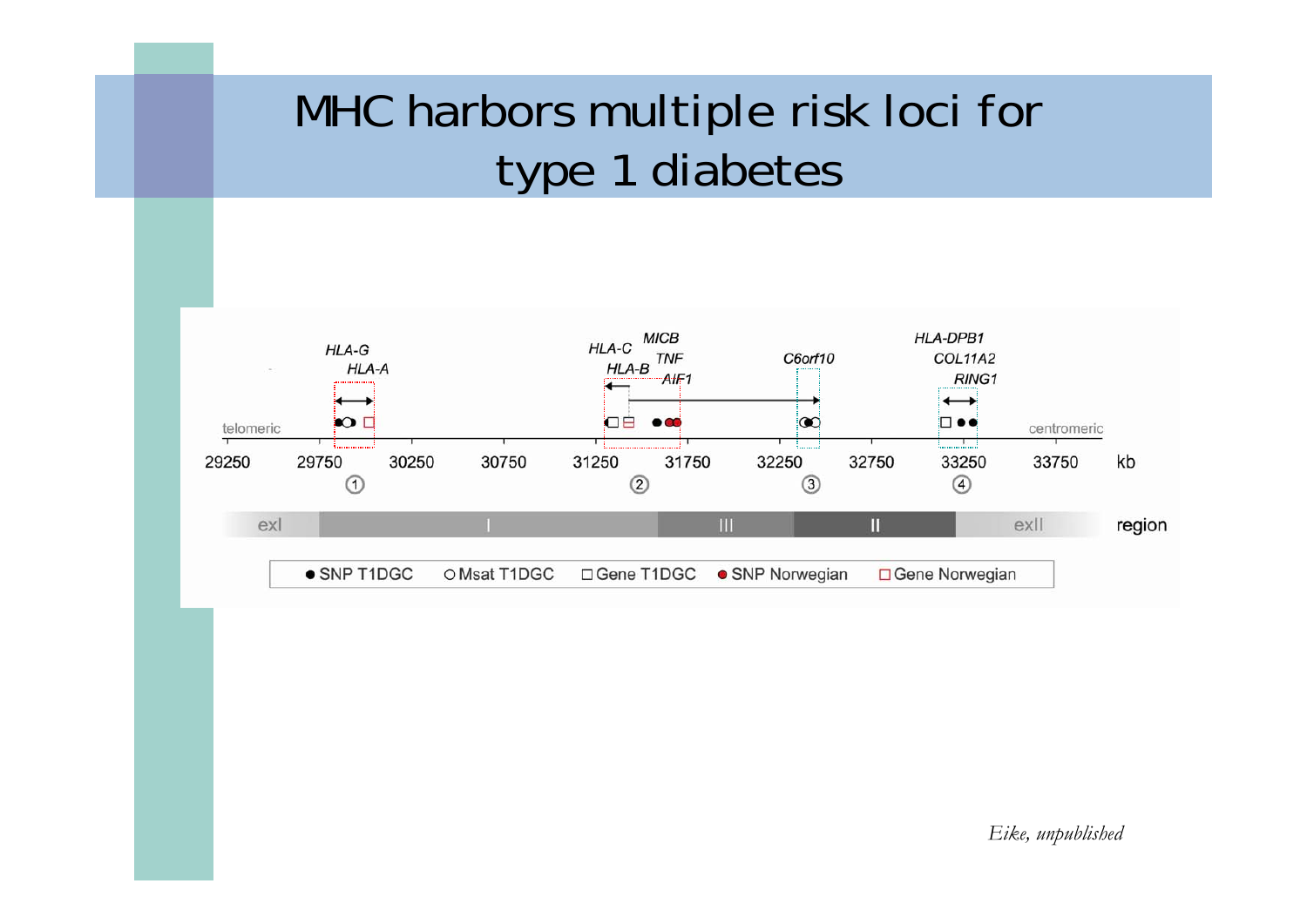# MHC harbors multiple risk loci for type 1 diabetes

HLA-G
HLA-A

HLA-C
MICB
TNF
HLA-B
AIF1

C6orf10

HLA-DPB1
COL11A2
RING1

telomeric

centromeric

29250 29750 30250 30750 31250 31750 32250 32750 33250 33750 kb

① ② ③ ④

exI | I | III | II | exII — region

● SNP T1DGC ○ Msat T1DGC □ Gene T1DGC ● SNP Norwegian □ Gene Norwegian

*Eike, unpublished*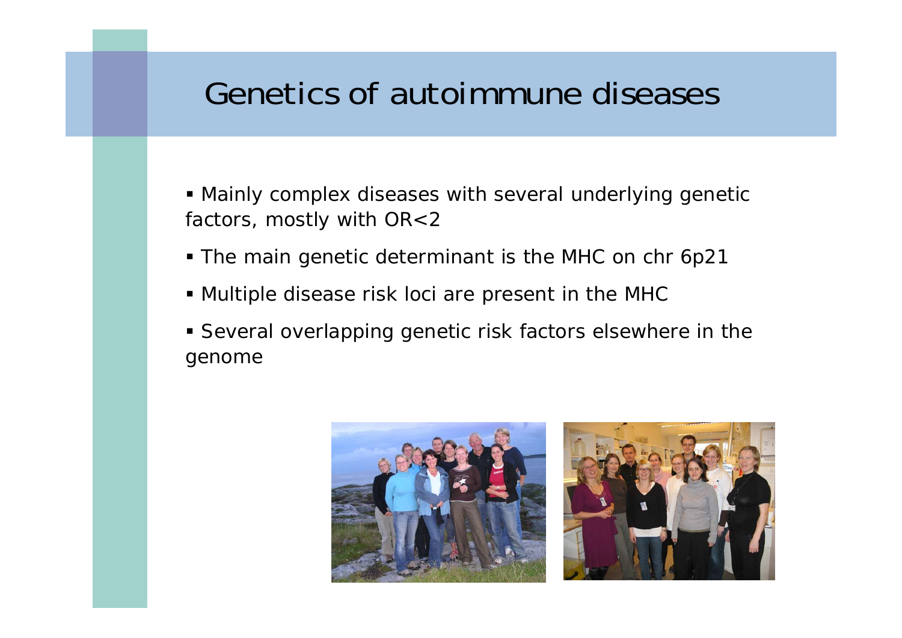# Genetics of autoimmune diseases

- Mainly complex diseases with several underlying genetic factors, mostly with OR<2
- The main genetic determinant is the MHC on chr 6p21
- Multiple disease risk loci are present in the MHC
- Several overlapping genetic risk factors elsewhere in the genome